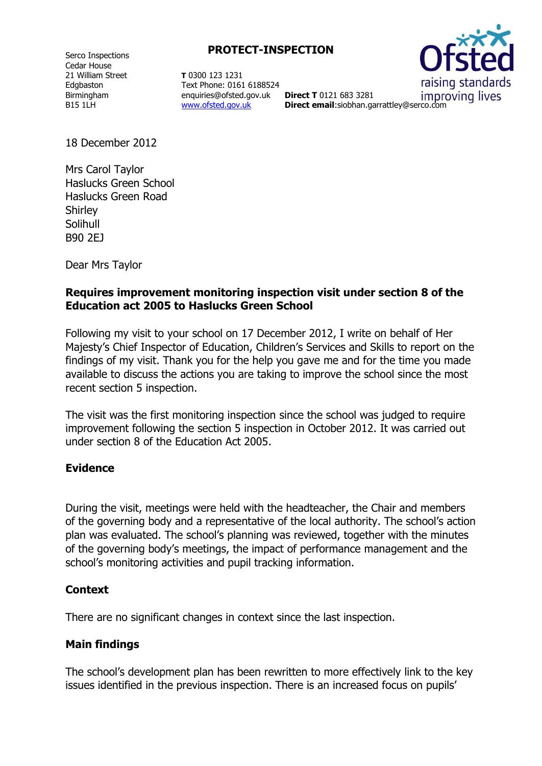Serco Inspections
Cedar House
21 William Street
Edgbaston
Birmingham
B15 1LH

**PROTECT-INSPECTION**

**T** 0300 123 1231
Text Phone: 0161 6188524
enquiries@ofsted.gov.uk
www.ofsted.gov.uk

**Direct T** 0121 683 3281
**Direct email**:siobhan.garrattley@serco.com

18 December 2012

Mrs Carol Taylor
Haslucks Green School
Haslucks Green Road
Shirley
Solihull
B90 2EJ

Dear Mrs Taylor

**Requires improvement monitoring inspection visit under section 8 of the Education act 2005 to Haslucks Green School**

Following my visit to your school on 17 December 2012, I write on behalf of Her Majesty's Chief Inspector of Education, Children's Services and Skills to report on the findings of my visit. Thank you for the help you gave me and for the time you made available to discuss the actions you are taking to improve the school since the most recent section 5 inspection.

The visit was the first monitoring inspection since the school was judged to require improvement following the section 5 inspection in October 2012. It was carried out under section 8 of the Education Act 2005.

## Evidence

During the visit, meetings were held with the headteacher, the Chair and members of the governing body and a representative of the local authority. The school's action plan was evaluated. The school's planning was reviewed, together with the minutes of the governing body's meetings, the impact of performance management and the school's monitoring activities and pupil tracking information.

## Context

There are no significant changes in context since the last inspection.

## Main findings

The school's development plan has been rewritten to more effectively link to the key issues identified in the previous inspection. There is an increased focus on pupils'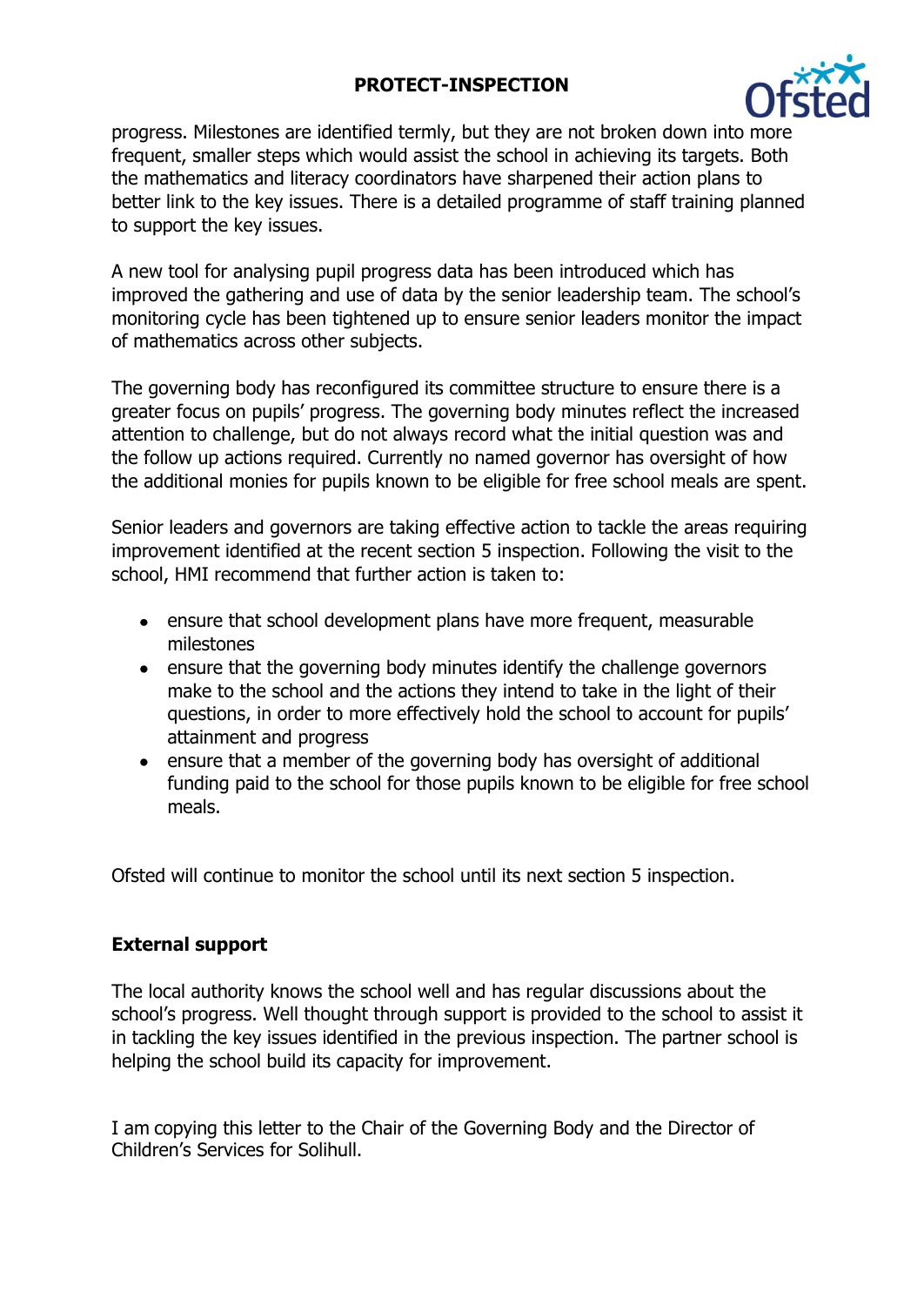progress. Milestones are identified termly, but they are not broken down into more frequent, smaller steps which would assist the school in achieving its targets. Both the mathematics and literacy coordinators have sharpened their action plans to better link to the key issues. There is a detailed programme of staff training planned to support the key issues.

A new tool for analysing pupil progress data has been introduced which has improved the gathering and use of data by the senior leadership team. The school's monitoring cycle has been tightened up to ensure senior leaders monitor the impact of mathematics across other subjects.

The governing body has reconfigured its committee structure to ensure there is a greater focus on pupils' progress. The governing body minutes reflect the increased attention to challenge, but do not always record what the initial question was and the follow up actions required. Currently no named governor has oversight of how the additional monies for pupils known to be eligible for free school meals are spent.

Senior leaders and governors are taking effective action to tackle the areas requiring improvement identified at the recent section 5 inspection. Following the visit to the school, HMI recommend that further action is taken to:

- ensure that school development plans have more frequent, measurable milestones
- ensure that the governing body minutes identify the challenge governors make to the school and the actions they intend to take in the light of their questions, in order to more effectively hold the school to account for pupils' attainment and progress
- ensure that a member of the governing body has oversight of additional funding paid to the school for those pupils known to be eligible for free school meals.

Ofsted will continue to monitor the school until its next section 5 inspection.

**External support**

The local authority knows the school well and has regular discussions about the school's progress. Well thought through support is provided to the school to assist it in tackling the key issues identified in the previous inspection. The partner school is helping the school build its capacity for improvement.

I am copying this letter to the Chair of the Governing Body and the Director of Children's Services for Solihull.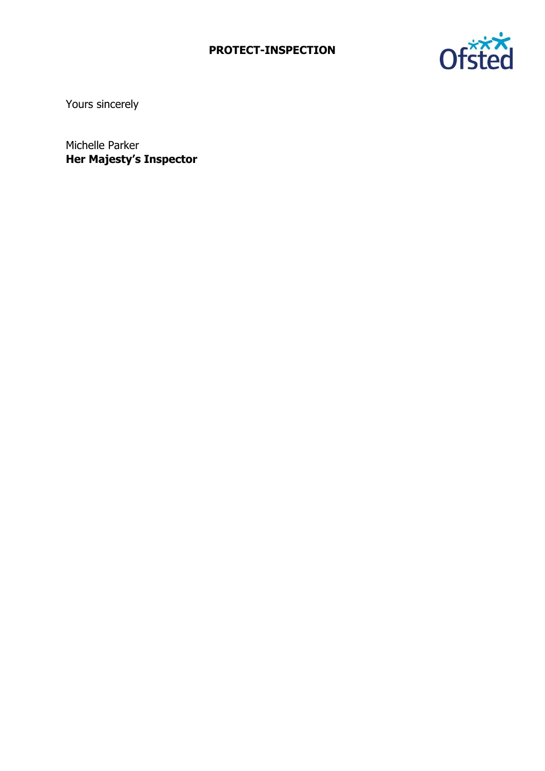Yours sincerely

Michelle Parker
**Her Majesty's Inspector**